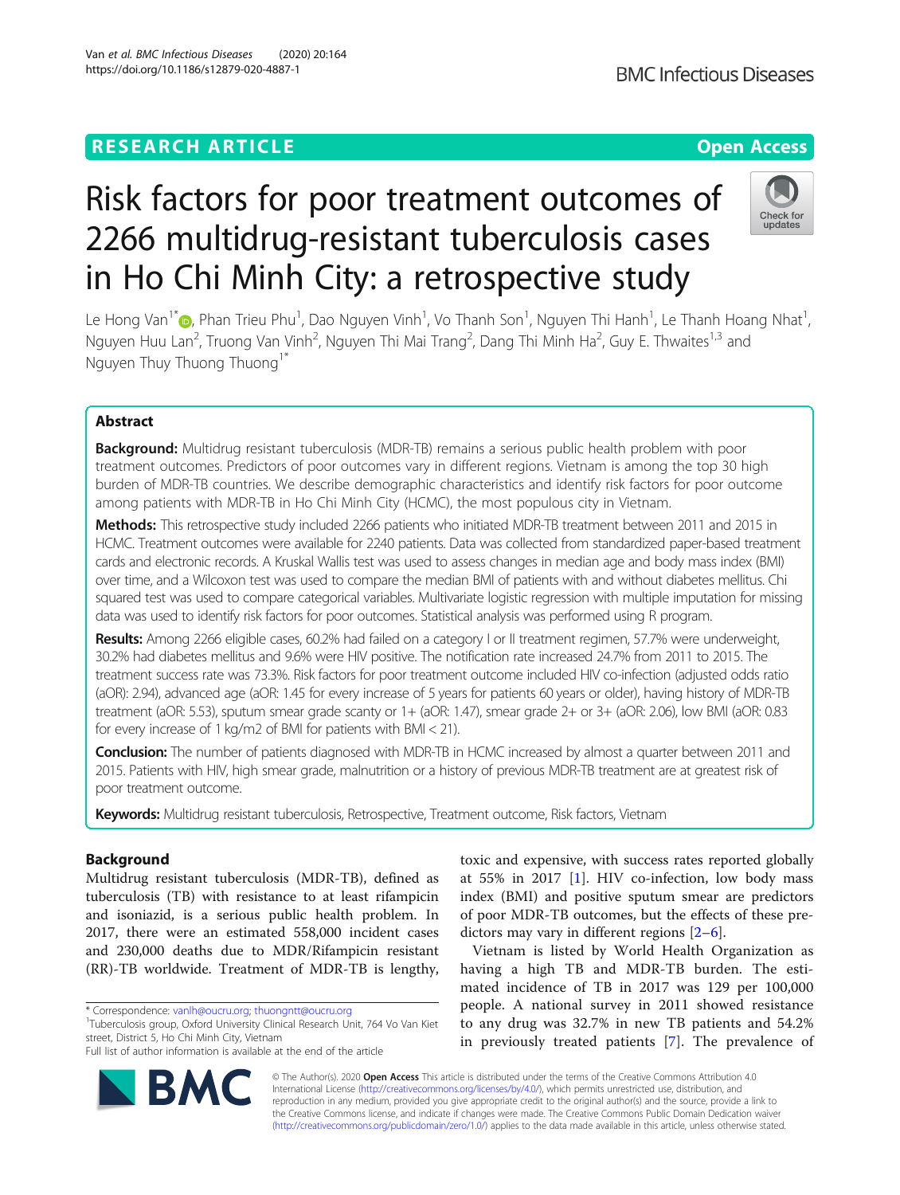RESEARCH ARTICLE

Open Access

# Risk factors for poor treatment outcomes of 2266 multidrug-resistant tuberculosis cases in Ho Chi Minh City: a retrospective study

Le Hong Van[1*], Phan Trieu Phu[1], Dao Nguyen Vinh[1], Vo Thanh Son[1], Nguyen Thi Hanh[1], Le Thanh Hoang Nhat[1], Nguyen Huu Lan[2], Truong Van Vinh[2], Nguyen Thi Mai Trang[2], Dang Thi Minh Ha[2], Guy E. Thwaites[1,3] and Nguyen Thuy Thuong Thuong[1*]

## Abstract

**Background:** Multidrug resistant tuberculosis (MDR-TB) remains a serious public health problem with poor treatment outcomes. Predictors of poor outcomes vary in different regions. Vietnam is among the top 30 high burden of MDR-TB countries. We describe demographic characteristics and identify risk factors for poor outcome among patients with MDR-TB in Ho Chi Minh City (HCMC), the most populous city in Vietnam.

**Methods:** This retrospective study included 2266 patients who initiated MDR-TB treatment between 2011 and 2015 in HCMC. Treatment outcomes were available for 2240 patients. Data was collected from standardized paper-based treatment cards and electronic records. A Kruskal Wallis test was used to assess changes in median age and body mass index (BMI) over time, and a Wilcoxon test was used to compare the median BMI of patients with and without diabetes mellitus. Chi squared test was used to compare categorical variables. Multivariate logistic regression with multiple imputation for missing data was used to identify risk factors for poor outcomes. Statistical analysis was performed using R program.

**Results:** Among 2266 eligible cases, 60.2% had failed on a category I or II treatment regimen, 57.7% were underweight, 30.2% had diabetes mellitus and 9.6% were HIV positive. The notification rate increased 24.7% from 2011 to 2015. The treatment success rate was 73.3%. Risk factors for poor treatment outcome included HIV co-infection (adjusted odds ratio (aOR): 2.94), advanced age (aOR: 1.45 for every increase of 5 years for patients 60 years or older), having history of MDR-TB treatment (aOR: 5.53), sputum smear grade scanty or 1+ (aOR: 1.47), smear grade 2+ or 3+ (aOR: 2.06), low BMI (aOR: 0.83 for every increase of 1 kg/m2 of BMI for patients with BMI < 21).

**Conclusion:** The number of patients diagnosed with MDR-TB in HCMC increased by almost a quarter between 2011 and 2015. Patients with HIV, high smear grade, malnutrition or a history of previous MDR-TB treatment are at greatest risk of poor treatment outcome.

**Keywords:** Multidrug resistant tuberculosis, Retrospective, Treatment outcome, Risk factors, Vietnam

## Background

Multidrug resistant tuberculosis (MDR-TB), defined as tuberculosis (TB) with resistance to at least rifampicin and isoniazid, is a serious public health problem. In 2017, there were an estimated 558,000 incident cases and 230,000 deaths due to MDR/Rifampicin resistant (RR)-TB worldwide. Treatment of MDR-TB is lengthy, toxic and expensive, with success rates reported globally at 55% in 2017 [1]. HIV co-infection, low body mass index (BMI) and positive sputum smear are predictors of poor MDR-TB outcomes, but the effects of these predictors may vary in different regions [2–6].

Vietnam is listed by World Health Organization as having a high TB and MDR-TB burden. The estimated incidence of TB in 2017 was 129 per 100,000 people. A national survey in 2011 showed resistance to any drug was 32.7% in new TB patients and 54.2% in previously treated patients [7]. The prevalence of

* Correspondence: vanlh@oucru.org; thuongntt@oucru.org
[1]Tuberculosis group, Oxford University Clinical Research Unit, 764 Vo Van Kiet street, District 5, Ho Chi Minh City, Vietnam
Full list of author information is available at the end of the article

© The Author(s). 2020 **Open Access** This article is distributed under the terms of the Creative Commons Attribution 4.0 International License (http://creativecommons.org/licenses/by/4.0/), which permits unrestricted use, distribution, and reproduction in any medium, provided you give appropriate credit to the original author(s) and the source, provide a link to the Creative Commons license, and indicate if changes were made. The Creative Commons Public Domain Dedication waiver (http://creativecommons.org/publicdomain/zero/1.0/) applies to the data made available in this article, unless otherwise stated.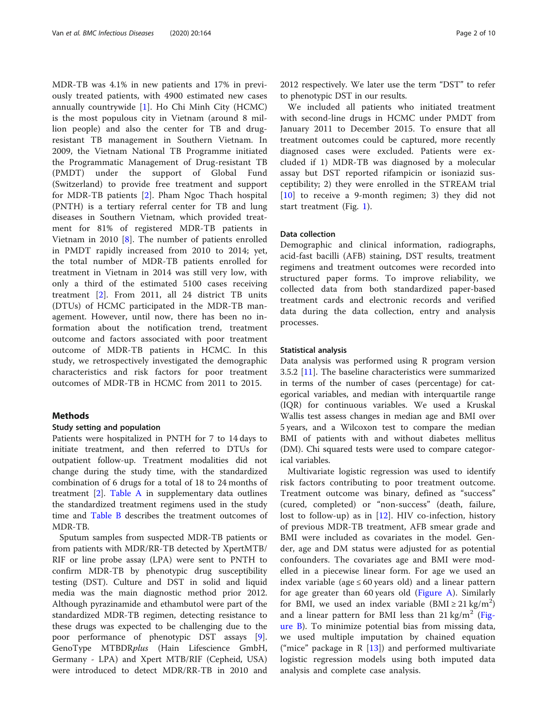MDR-TB was 4.1% in new patients and 17% in previously treated patients, with 4900 estimated new cases annually countrywide [1]. Ho Chi Minh City (HCMC) is the most populous city in Vietnam (around 8 million people) and also the center for TB and drug-resistant TB management in Southern Vietnam. In 2009, the Vietnam National TB Programme initiated the Programmatic Management of Drug-resistant TB (PMDT) under the support of Global Fund (Switzerland) to provide free treatment and support for MDR-TB patients [2]. Pham Ngoc Thach hospital (PNTH) is a tertiary referral center for TB and lung diseases in Southern Vietnam, which provided treatment for 81% of registered MDR-TB patients in Vietnam in 2010 [8]. The number of patients enrolled in PMDT rapidly increased from 2010 to 2014; yet, the total number of MDR-TB patients enrolled for treatment in Vietnam in 2014 was still very low, with only a third of the estimated 5100 cases receiving treatment [2]. From 2011, all 24 district TB units (DTUs) of HCMC participated in the MDR-TB management. However, until now, there has been no information about the notification trend, treatment outcome and factors associated with poor treatment outcome of MDR-TB patients in HCMC. In this study, we retrospectively investigated the demographic characteristics and risk factors for poor treatment outcomes of MDR-TB in HCMC from 2011 to 2015.

## Methods

### Study setting and population

Patients were hospitalized in PNTH for 7 to 14 days to initiate treatment, and then referred to DTUs for outpatient follow-up. Treatment modalities did not change during the study time, with the standardized combination of 6 drugs for a total of 18 to 24 months of treatment [2]. Table A in supplementary data outlines the standardized treatment regimens used in the study time and Table B describes the treatment outcomes of MDR-TB.

Sputum samples from suspected MDR-TB patients or from patients with MDR/RR-TB detected by XpertMTB/RIF or line probe assay (LPA) were sent to PNTH to confirm MDR-TB by phenotypic drug susceptibility testing (DST). Culture and DST in solid and liquid media was the main diagnostic method prior 2012. Although pyrazinamide and ethambutol were part of the standardized MDR-TB regimen, detecting resistance to these drugs was expected to be challenging due to the poor performance of phenotypic DST assays [9]. GenoType MTBDR*plus* (Hain Lifescience GmbH, Germany - LPA) and Xpert MTB/RIF (Cepheid, USA) were introduced to detect MDR/RR-TB in 2010 and 2012 respectively. We later use the term "DST" to refer to phenotypic DST in our results.

We included all patients who initiated treatment with second-line drugs in HCMC under PMDT from January 2011 to December 2015. To ensure that all treatment outcomes could be captured, more recently diagnosed cases were excluded. Patients were excluded if 1) MDR-TB was diagnosed by a molecular assay but DST reported rifampicin or isoniazid susceptibility; 2) they were enrolled in the STREAM trial [10] to receive a 9-month regimen; 3) they did not start treatment (Fig. 1).

### Data collection

Demographic and clinical information, radiographs, acid-fast bacilli (AFB) staining, DST results, treatment regimens and treatment outcomes were recorded into structured paper forms. To improve reliability, we collected data from both standardized paper-based treatment cards and electronic records and verified data during the data collection, entry and analysis processes.

### Statistical analysis

Data analysis was performed using R program version 3.5.2 [11]. The baseline characteristics were summarized in terms of the number of cases (percentage) for categorical variables, and median with interquartile range (IQR) for continuous variables. We used a Kruskal Wallis test assess changes in median age and BMI over 5 years, and a Wilcoxon test to compare the median BMI of patients with and without diabetes mellitus (DM). Chi squared tests were used to compare categorical variables.

Multivariate logistic regression was used to identify risk factors contributing to poor treatment outcome. Treatment outcome was binary, defined as "success" (cured, completed) or "non-success" (death, failure, lost to follow-up) as in [12]. HIV co-infection, history of previous MDR-TB treatment, AFB smear grade and BMI were included as covariates in the model. Gender, age and DM status were adjusted for as potential confounders. The covariates age and BMI were modelled in a piecewise linear form. For age we used an index variable (age ≤ 60 years old) and a linear pattern for age greater than 60 years old (Figure A). Similarly for BMI, we used an index variable (BMI ≥ 21 kg/m$^2$) and a linear pattern for BMI less than 21 kg/m$^2$ (Figure B). To minimize potential bias from missing data, we used multiple imputation by chained equation ("mice" package in R [13]) and performed multivariate logistic regression models using both imputed data analysis and complete case analysis.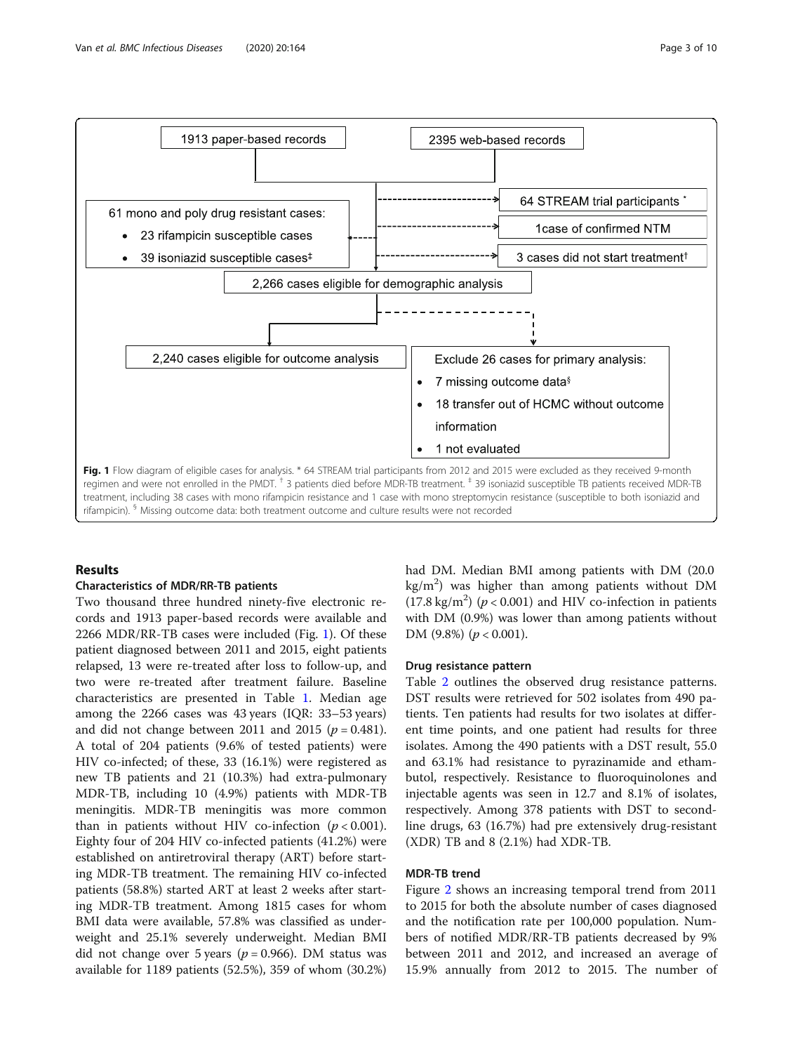1913 paper-based records

2395 web-based records

64 STREAM trial participants *

61 mono and poly drug resistant cases:

- 23 rifampicin susceptible cases
- 39 isoniazid susceptible cases‡

1case of confirmed NTM

3 cases did not start treatment†

2,266 cases eligible for demographic analysis

2,240 cases eligible for outcome analysis

Exclude 26 cases for primary analysis:

- 7 missing outcome data§
- 18 transfer out of HCMC without outcome information
- 1 not evaluated

**Fig. 1** Flow diagram of eligible cases for analysis. * 64 STREAM trial participants from 2012 and 2015 were excluded as they received 9-month regimen and were not enrolled in the PMDT. † 3 patients died before MDR-TB treatment. ‡ 39 isoniazid susceptible TB patients received MDR-TB treatment, including 38 cases with mono rifampicin resistance and 1 case with mono streptomycin resistance (susceptible to both isoniazid and rifampicin). § Missing outcome data: both treatment outcome and culture results were not recorded

## Results

### Characteristics of MDR/RR-TB patients

Two thousand three hundred ninety-five electronic records and 1913 paper-based records were available and 2266 MDR/RR-TB cases were included (Fig. 1). Of these patient diagnosed between 2011 and 2015, eight patients relapsed, 13 were re-treated after loss to follow-up, and two were re-treated after treatment failure. Baseline characteristics are presented in Table 1. Median age among the 2266 cases was 43 years (IQR: 33–53 years) and did not change between 2011 and 2015 ($p = 0.481$). A total of 204 patients (9.6% of tested patients) were HIV co-infected; of these, 33 (16.1%) were registered as new TB patients and 21 (10.3%) had extra-pulmonary MDR-TB, including 10 (4.9%) patients with MDR-TB meningitis. MDR-TB meningitis was more common than in patients without HIV co-infection ($p < 0.001$). Eighty four of 204 HIV co-infected patients (41.2%) were established on antiretroviral therapy (ART) before starting MDR-TB treatment. The remaining HIV co-infected patients (58.8%) started ART at least 2 weeks after starting MDR-TB treatment. Among 1815 cases for whom BMI data were available, 57.8% was classified as underweight and 25.1% severely underweight. Median BMI did not change over 5 years ($p = 0.966$). DM status was available for 1189 patients (52.5%), 359 of whom (30.2%) had DM. Median BMI among patients with DM (20.0 $kg/m^2$) was higher than among patients without DM (17.8 $kg/m^2$) ($p < 0.001$) and HIV co-infection in patients with DM (0.9%) was lower than among patients without DM (9.8%) ($p < 0.001$).

### Drug resistance pattern

Table 2 outlines the observed drug resistance patterns. DST results were retrieved for 502 isolates from 490 patients. Ten patients had results for two isolates at different time points, and one patient had results for three isolates. Among the 490 patients with a DST result, 55.0 and 63.1% had resistance to pyrazinamide and ethambutol, respectively. Resistance to fluoroquinolones and injectable agents was seen in 12.7 and 8.1% of isolates, respectively. Among 378 patients with DST to second-line drugs, 63 (16.7%) had pre extensively drug-resistant (XDR) TB and 8 (2.1%) had XDR-TB.

### MDR-TB trend

Figure 2 shows an increasing temporal trend from 2011 to 2015 for both the absolute number of cases diagnosed and the notification rate per 100,000 population. Numbers of notified MDR/RR-TB patients decreased by 9% between 2011 and 2012, and increased an average of 15.9% annually from 2012 to 2015. The number of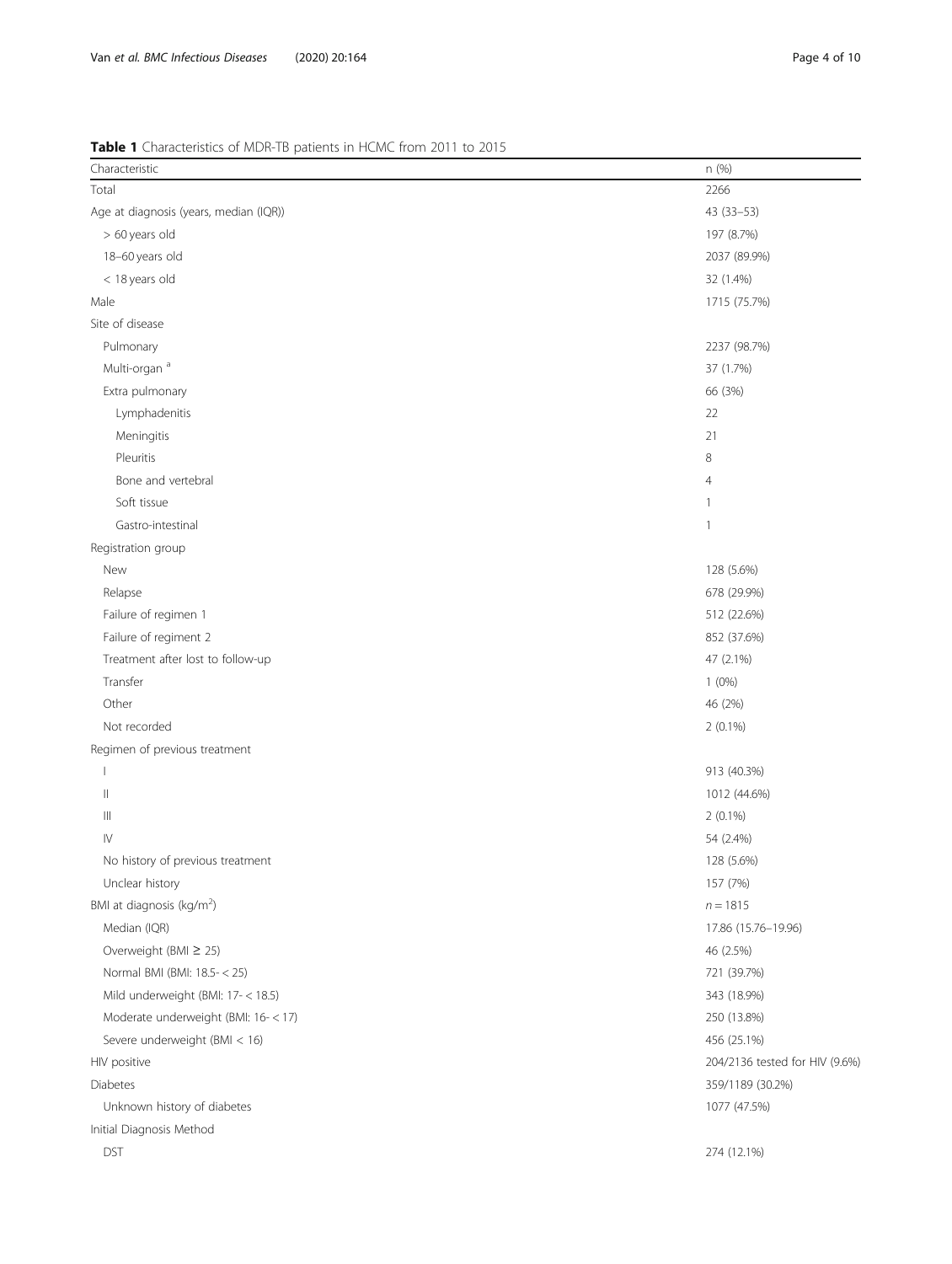**Table 1** Characteristics of MDR-TB patients in HCMC from 2011 to 2015

| Characteristic | n (%) |
| --- | --- |
| Total | 2266 |
| Age at diagnosis (years, median (IQR)) | 43 (33–53) |
| > 60 years old | 197 (8.7%) |
| 18–60 years old | 2037 (89.9%) |
| < 18 years old | 32 (1.4%) |
| Male | 1715 (75.7%) |
| Site of disease | |
| Pulmonary | 2237 (98.7%) |
| Multi-organ [a] | 37 (1.7%) |
| Extra pulmonary | 66 (3%) |
| Lymphadenitis | 22 |
| Meningitis | 21 |
| Pleuritis | 8 |
| Bone and vertebral | 4 |
| Soft tissue | 1 |
| Gastro-intestinal | 1 |
| Registration group | |
| New | 128 (5.6%) |
| Relapse | 678 (29.9%) |
| Failure of regimen 1 | 512 (22.6%) |
| Failure of regiment 2 | 852 (37.6%) |
| Treatment after lost to follow-up | 47 (2.1%) |
| Transfer | 1 (0%) |
| Other | 46 (2%) |
| Not recorded | 2 (0.1%) |
| Regimen of previous treatment | |
| I | 913 (40.3%) |
| II | 1012 (44.6%) |
| III | 2 (0.1%) |
| IV | 54 (2.4%) |
| No history of previous treatment | 128 (5.6%) |
| Unclear history | 157 (7%) |
| BMI at diagnosis (kg/m$^2$) | $n = 1815$ |
| Median (IQR) | 17.86 (15.76–19.96) |
| Overweight (BMI ≥ 25) | 46 (2.5%) |
| Normal BMI (BMI: 18.5- < 25) | 721 (39.7%) |
| Mild underweight (BMI: 17- < 18.5) | 343 (18.9%) |
| Moderate underweight (BMI: 16- < 17) | 250 (13.8%) |
| Severe underweight (BMI < 16) | 456 (25.1%) |
| HIV positive | 204/2136 tested for HIV (9.6%) |
| Diabetes | 359/1189 (30.2%) |
| Unknown history of diabetes | 1077 (47.5%) |
| Initial Diagnosis Method | |
| DST | 274 (12.1%) |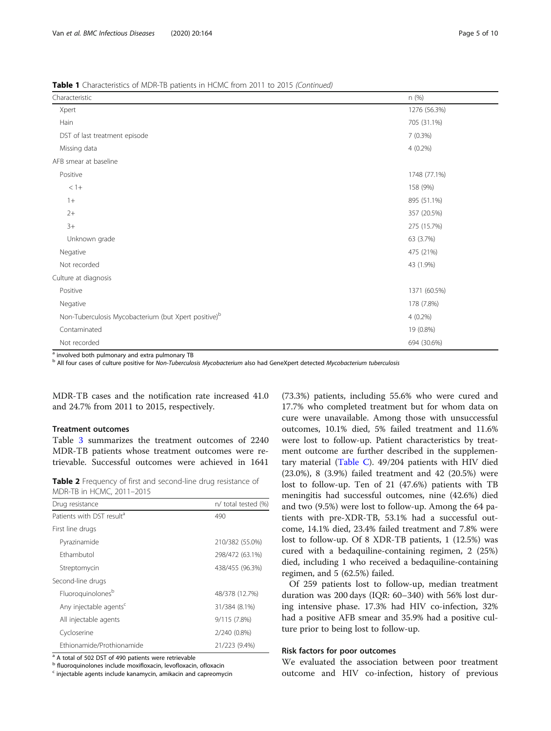**Table 1** Characteristics of MDR-TB patients in HCMC from 2011 to 2015 *(Continued)*

| Characteristic | n (%) |
| --- | --- |
| Xpert | 1276 (56.3%) |
| Hain | 705 (31.1%) |
| DST of last treatment episode | 7 (0.3%) |
| Missing data | 4 (0.2%) |
| AFB smear at baseline | |
| Positive | 1748 (77.1%) |
| < 1+ | 158 (9%) |
| 1+ | 895 (51.1%) |
| 2+ | 357 (20.5%) |
| 3+ | 275 (15.7%) |
| Unknown grade | 63 (3.7%) |
| Negative | 475 (21%) |
| Not recorded | 43 (1.9%) |
| Culture at diagnosis | |
| Positive | 1371 (60.5%) |
| Negative | 178 (7.8%) |
| Non-Tuberculosis Mycobacterium (but Xpert positive)[b] | 4 (0.2%) |
| Contaminated | 19 (0.8%) |
| Not recorded | 694 (30.6%) |

[a] involved both pulmonary and extra pulmonary TB

[b] All four cases of culture positive for *Non-Tuberculosis Mycobacterium* also had GeneXpert detected *Mycobacterium tuberculosis*

MDR-TB cases and the notification rate increased 41.0 and 24.7% from 2011 to 2015, respectively.

### Treatment outcomes

Table 3 summarizes the treatment outcomes of 2240 MDR-TB patients whose treatment outcomes were retrievable. Successful outcomes were achieved in 1641 (73.3%) patients, including 55.6% who were cured and 17.7% who completed treatment but for whom data on cure were unavailable. Among those with unsuccessful outcomes, 10.1% died, 5% failed treatment and 11.6% were lost to follow-up. Patient characteristics by treatment outcome are further described in the supplementary material (Table C). 49/204 patients with HIV died (23.0%), 8 (3.9%) failed treatment and 42 (20.5%) were lost to follow-up. Ten of 21 (47.6%) patients with TB meningitis had successful outcomes, nine (42.6%) died and two (9.5%) were lost to follow-up. Among the 64 patients with pre-XDR-TB, 53.1% had a successful outcome, 14.1% died, 23.4% failed treatment and 7.8% were lost to follow-up. Of 8 XDR-TB patients, 1 (12.5%) was cured with a bedaquiline-containing regimen, 2 (25%) died, including 1 who received a bedaquiline-containing regimen, and 5 (62.5%) failed.

Of 259 patients lost to follow-up, median treatment duration was 200 days (IQR: 60–340) with 56% lost during intensive phase. 17.3% had HIV co-infection, 32% had a positive AFB smear and 35.9% had a positive culture prior to being lost to follow-up.

**Table 2** Frequency of first and second-line drug resistance of MDR-TB in HCMC, 2011–2015

| Drug resistance | n/ total tested (%) |
| --- | --- |
| Patients with DST result[a] | 490 |
| First line drugs | |
| Pyrazinamide | 210/382 (55.0%) |
| Ethambutol | 298/472 (63.1%) |
| Streptomycin | 438/455 (96.3%) |
| Second-line drugs | |
| Fluoroquinolones[b] | 48/378 (12.7%) |
| Any injectable agents[c] | 31/384 (8.1%) |
| All injectable agents | 9/115 (7.8%) |
| Cycloserine | 2/240 (0.8%) |
| Ethionamide/Prothionamide | 21/223 (9.4%) |

[a] A total of 502 DST of 490 patients were retrievable

[b] fluoroquinolones include moxifloxacin, levofloxacin, ofloxacin

[c] injectable agents include kanamycin, amikacin and capreomycin

### Risk factors for poor outcomes

We evaluated the association between poor treatment outcome and HIV co-infection, history of previous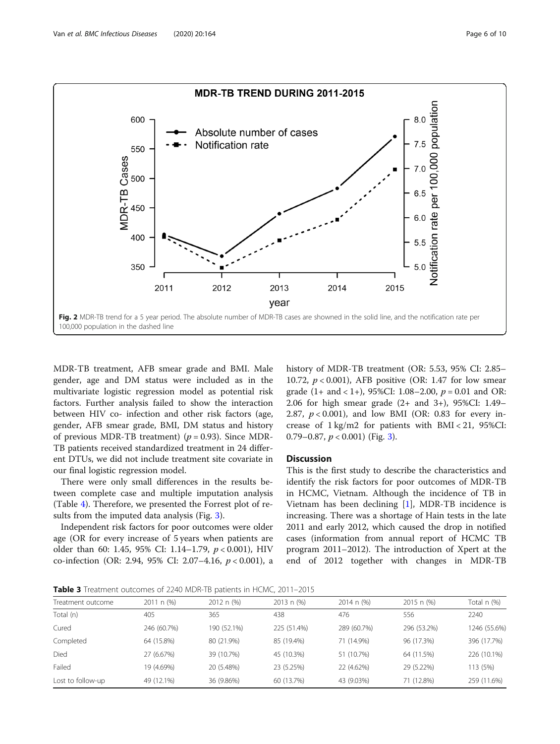Fig. 2 MDR-TB trend for a 5 year period. The absolute number of MDR-TB cases are showned in the solid line, and the notification rate per 100,000 population in the dashed line

MDR-TB treatment, AFB smear grade and BMI. Male gender, age and DM status were included as in the multivariate logistic regression model as potential risk factors. Further analysis failed to show the interaction between HIV co- infection and other risk factors (age, gender, AFB smear grade, BMI, DM status and history of previous MDR-TB treatment) ($p = 0.93$). Since MDR-TB patients received standardized treatment in 24 different DTUs, we did not include treatment site covariate in our final logistic regression model.

There were only small differences in the results between complete case and multiple imputation analysis (Table 4). Therefore, we presented the Forrest plot of results from the imputed data analysis (Fig. 3).

Independent risk factors for poor outcomes were older age (OR for every increase of 5 years when patients are older than 60: 1.45, 95% CI: 1.14–1.79, $p < 0.001$), HIV co-infection (OR: 2.94, 95% CI: 2.07–4.16, $p < 0.001$), a history of MDR-TB treatment (OR: 5.53, 95% CI: 2.85–10.72, $p < 0.001$), AFB positive (OR: 1.47 for low smear grade (1+ and < 1+), 95%CI: 1.08–2.00, $p = 0.01$ and OR: 2.06 for high smear grade (2+ and 3+), 95%CI: 1.49–2.87, $p < 0.001$), and low BMI (OR: 0.83 for every increase of 1 kg/m2 for patients with BMI < 21, 95%CI: 0.79–0.87, $p < 0.001$) (Fig. 3).

## Discussion

This is the first study to describe the characteristics and identify the risk factors for poor outcomes of MDR-TB in HCMC, Vietnam. Although the incidence of TB in Vietnam has been declining [1], MDR-TB incidence is increasing. There was a shortage of Hain tests in the late 2011 and early 2012, which caused the drop in notified cases (information from annual report of HCMC TB program 2011–2012). The introduction of Xpert at the end of 2012 together with changes in MDR-TB

**Table 3** Treatment outcomes of 2240 MDR-TB patients in HCMC, 2011–2015

| Treatment outcome | 2011 n (%) | 2012 n (%) | 2013 n (%) | 2014 n (%) | 2015 n (%) | Total n (%) |
|---|---|---|---|---|---|---|
| Total (n) | 405 | 365 | 438 | 476 | 556 | 2240 |
| Cured | 246 (60.7%) | 190 (52.1%) | 225 (51.4%) | 289 (60.7%) | 296 (53.2%) | 1246 (55.6%) |
| Completed | 64 (15.8%) | 80 (21.9%) | 85 (19.4%) | 71 (14.9%) | 96 (17.3%) | 396 (17.7%) |
| Died | 27 (6.67%) | 39 (10.7%) | 45 (10.3%) | 51 (10.7%) | 64 (11.5%) | 226 (10.1%) |
| Failed | 19 (4.69%) | 20 (5.48%) | 23 (5.25%) | 22 (4.62%) | 29 (5.22%) | 113 (5%) |
| Lost to follow-up | 49 (12.1%) | 36 (9.86%) | 60 (13.7%) | 43 (9.03%) | 71 (12.8%) | 259 (11.6%) |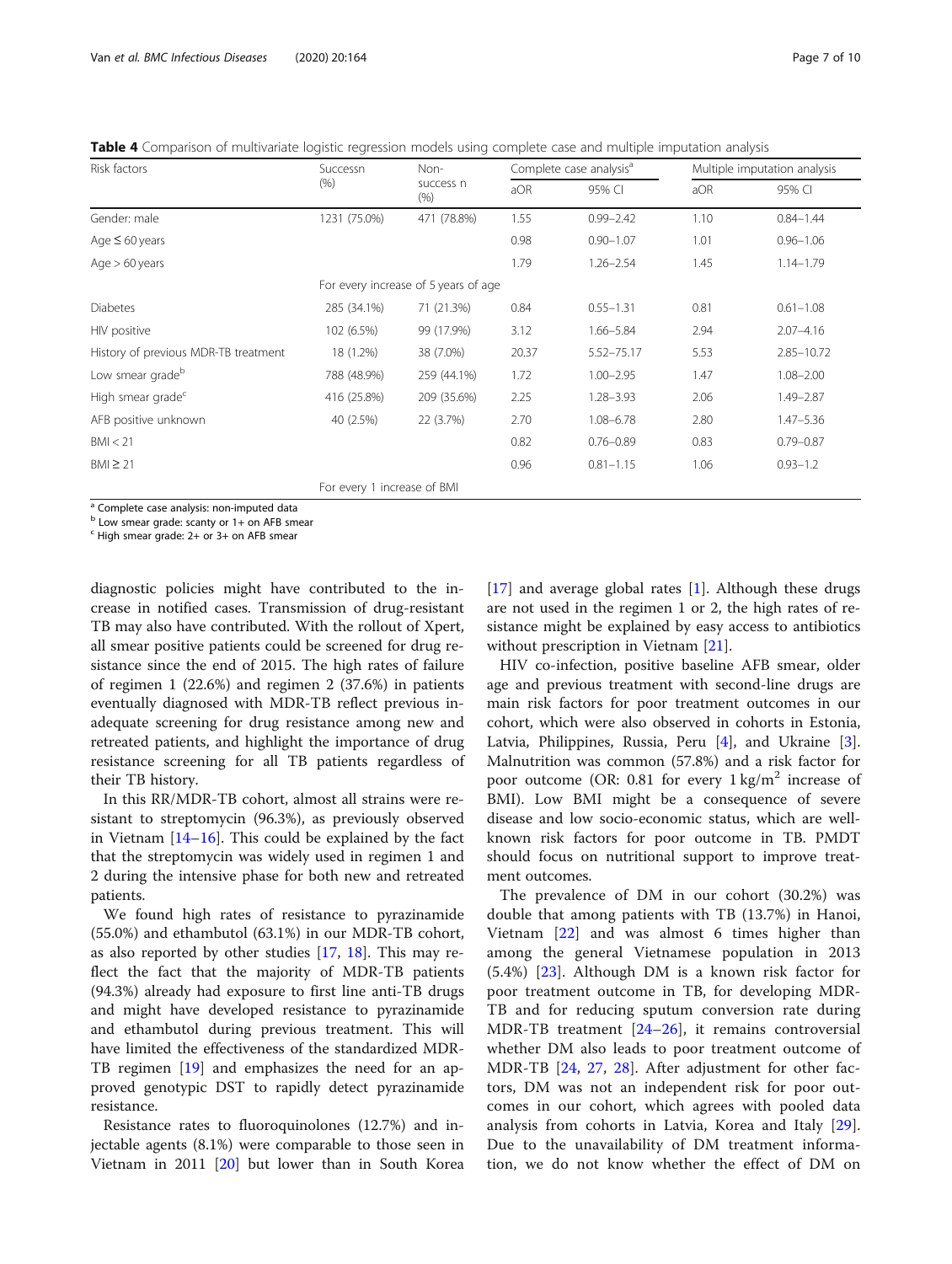**Table 4** Comparison of multivariate logistic regression models using complete case and multiple imputation analysis

| Risk factors | Success n (%) | Non-success n (%) | Complete case analysis[a] | | Multiple imputation analysis | |
|---|---|---|---|---|---|---|
| | | | aOR | 95% CI | aOR | 95% CI |
| Gender: male | 1231 (75.0%) | 471 (78.8%) | 1.55 | 0.99–2.42 | 1.10 | 0.84–1.44 |
| Age ≤ 60 years | | | 0.98 | 0.90–1.07 | 1.01 | 0.96–1.06 |
| Age > 60 years | | | 1.79 | 1.26–2.54 | 1.45 | 1.14–1.79 |
| | For every increase of 5 years of age | | | | | |
| Diabetes | 285 (34.1%) | 71 (21.3%) | 0.84 | 0.55–1.31 | 0.81 | 0.61–1.08 |
| HIV positive | 102 (6.5%) | 99 (17.9%) | 3.12 | 1.66–5.84 | 2.94 | 2.07–4.16 |
| History of previous MDR-TB treatment | 18 (1.2%) | 38 (7.0%) | 20.37 | 5.52–75.17 | 5.53 | 2.85–10.72 |
| Low smear grade[b] | 788 (48.9%) | 259 (44.1%) | 1.72 | 1.00–2.95 | 1.47 | 1.08–2.00 |
| High smear grade[c] | 416 (25.8%) | 209 (35.6%) | 2.25 | 1.28–3.93 | 2.06 | 1.49–2.87 |
| AFB positive unknown | 40 (2.5%) | 22 (3.7%) | 2.70 | 1.08–6.78 | 2.80 | 1.47–5.36 |
| BMI < 21 | | | 0.82 | 0.76–0.89 | 0.83 | 0.79–0.87 |
| BMI ≥ 21 | | | 0.96 | 0.81–1.15 | 1.06 | 0.93–1.2 |
| | For every 1 increase of BMI | | | | | |

[a] Complete case analysis: non-imputed data
[b] Low smear grade: scanty or 1+ on AFB smear
[c] High smear grade: 2+ or 3+ on AFB smear

diagnostic policies might have contributed to the increase in notified cases. Transmission of drug-resistant TB may also have contributed. With the rollout of Xpert, all smear positive patients could be screened for drug resistance since the end of 2015. The high rates of failure of regimen 1 (22.6%) and regimen 2 (37.6%) in patients eventually diagnosed with MDR-TB reflect previous inadequate screening for drug resistance among new and retreated patients, and highlight the importance of drug resistance screening for all TB patients regardless of their TB history.

In this RR/MDR-TB cohort, almost all strains were resistant to streptomycin (96.3%), as previously observed in Vietnam [14–16]. This could be explained by the fact that the streptomycin was widely used in regimen 1 and 2 during the intensive phase for both new and retreated patients.

We found high rates of resistance to pyrazinamide (55.0%) and ethambutol (63.1%) in our MDR-TB cohort, as also reported by other studies [17, 18]. This may reflect the fact that the majority of MDR-TB patients (94.3%) already had exposure to first line anti-TB drugs and might have developed resistance to pyrazinamide and ethambutol during previous treatment. This will have limited the effectiveness of the standardized MDR-TB regimen [19] and emphasizes the need for an approved genotypic DST to rapidly detect pyrazinamide resistance.

Resistance rates to fluoroquinolones (12.7%) and injectable agents (8.1%) were comparable to those seen in Vietnam in 2011 [20] but lower than in South Korea [17] and average global rates [1]. Although these drugs are not used in the regimen 1 or 2, the high rates of resistance might be explained by easy access to antibiotics without prescription in Vietnam [21].

HIV co-infection, positive baseline AFB smear, older age and previous treatment with second-line drugs are main risk factors for poor treatment outcomes in our cohort, which were also observed in cohorts in Estonia, Latvia, Philippines, Russia, Peru [4], and Ukraine [3]. Malnutrition was common (57.8%) and a risk factor for poor outcome (OR: 0.81 for every 1 $kg/m^2$ increase of BMI). Low BMI might be a consequence of severe disease and low socio-economic status, which are well-known risk factors for poor outcome in TB. PMDT should focus on nutritional support to improve treatment outcomes.

The prevalence of DM in our cohort (30.2%) was double that among patients with TB (13.7%) in Hanoi, Vietnam [22] and was almost 6 times higher than among the general Vietnamese population in 2013 (5.4%) [23]. Although DM is a known risk factor for poor treatment outcome in TB, for developing MDR-TB and for reducing sputum conversion rate during MDR-TB treatment [24–26], it remains controversial whether DM also leads to poor treatment outcome of MDR-TB [24, 27, 28]. After adjustment for other factors, DM was not an independent risk for poor outcomes in our cohort, which agrees with pooled data analysis from cohorts in Latvia, Korea and Italy [29]. Due to the unavailability of DM treatment information, we do not know whether the effect of DM on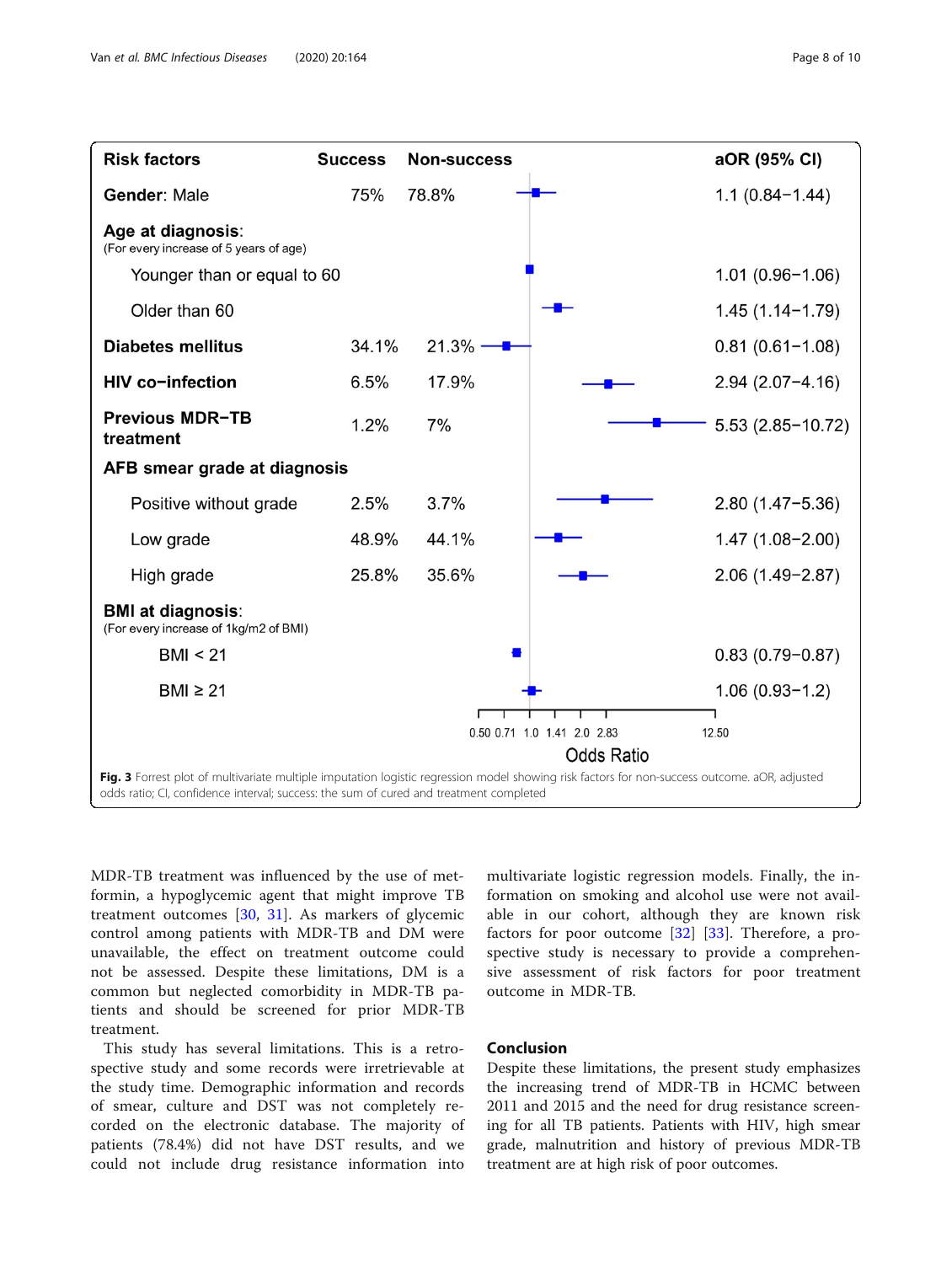| Risk factors | Success | Non-success | aOR (95% CI) |
| --- | --- | --- | --- |
| **Gender**: Male | 75% | 78.8% | 1.1 (0.84−1.44) |
| **Age at diagnosis**: (For every increase of 5 years of age) | | | |
| Younger than or equal to 60 | | | 1.01 (0.96−1.06) |
| Older than 60 | | | 1.45 (1.14−1.79) |
| **Diabetes mellitus** | 34.1% | 21.3% | 0.81 (0.61−1.08) |
| **HIV co−infection** | 6.5% | 17.9% | 2.94 (2.07−4.16) |
| **Previous MDR−TB treatment** | 1.2% | 7% | 5.53 (2.85−10.72) |
| **AFB smear grade at diagnosis** | | | |
| Positive without grade | 2.5% | 3.7% | 2.80 (1.47−5.36) |
| Low grade | 48.9% | 44.1% | 1.47 (1.08−2.00) |
| High grade | 25.8% | 35.6% | 2.06 (1.49−2.87) |
| **BMI at diagnosis**: (For every increase of 1kg/m2 of BMI) | | | |
| BMI < 21 | | | 0.83 (0.79−0.87) |
| BMI ≥ 21 | | | 1.06 (0.93−1.2) |

**Fig. 3** Forrest plot of multivariate multiple imputation logistic regression model showing risk factors for non-success outcome. aOR, adjusted odds ratio; CI, confidence interval; success: the sum of cured and treatment completed

MDR-TB treatment was influenced by the use of metformin, a hypoglycemic agent that might improve TB treatment outcomes [30, 31]. As markers of glycemic control among patients with MDR-TB and DM were unavailable, the effect on treatment outcome could not be assessed. Despite these limitations, DM is a common but neglected comorbidity in MDR-TB patients and should be screened for prior MDR-TB treatment.

This study has several limitations. This is a retrospective study and some records were irretrievable at the study time. Demographic information and records of smear, culture and DST was not completely recorded on the electronic database. The majority of patients (78.4%) did not have DST results, and we could not include drug resistance information into multivariate logistic regression models. Finally, the information on smoking and alcohol use were not available in our cohort, although they are known risk factors for poor outcome [32] [33]. Therefore, a prospective study is necessary to provide a comprehensive assessment of risk factors for poor treatment outcome in MDR-TB.

## Conclusion

Despite these limitations, the present study emphasizes the increasing trend of MDR-TB in HCMC between 2011 and 2015 and the need for drug resistance screening for all TB patients. Patients with HIV, high smear grade, malnutrition and history of previous MDR-TB treatment are at high risk of poor outcomes.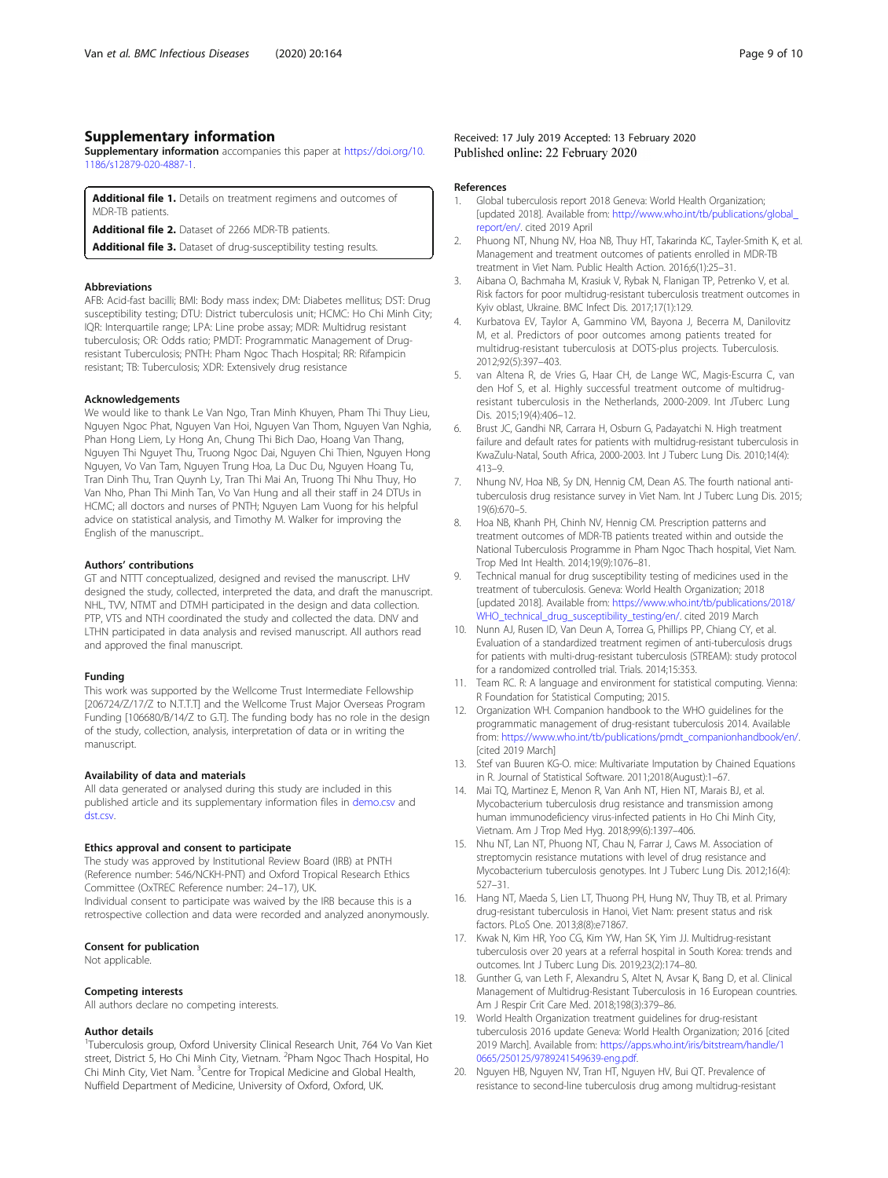## Supplementary information

**Supplementary information** accompanies this paper at https://doi.org/10.1186/s12879-020-4887-1.

**Additional file 1.** Details on treatment regimens and outcomes of MDR-TB patients.

**Additional file 2.** Dataset of 2266 MDR-TB patients.

**Additional file 3.** Dataset of drug-susceptibility testing results.

### Abbreviations

AFB: Acid-fast bacilli; BMI: Body mass index; DM: Diabetes mellitus; DST: Drug susceptibility testing; DTU: District tuberculosis unit; HCMC: Ho Chi Minh City; IQR: Interquartile range; LPA: Line probe assay; MDR: Multidrug resistant tuberculosis; OR: Odds ratio; PMDT: Programmatic Management of Drug-resistant Tuberculosis; PNTH: Pham Ngoc Thach Hospital; RR: Rifampicin resistant; TB: Tuberculosis; XDR: Extensively drug resistance

### Acknowledgements

We would like to thank Le Van Ngo, Tran Minh Khuyen, Pham Thi Thuy Lieu, Nguyen Ngoc Phat, Nguyen Van Hoi, Nguyen Van Thom, Nguyen Van Nghia, Phan Hong Liem, Ly Hong An, Chung Thi Bich Dao, Hoang Van Thang, Nguyen Thi Nguyet Thu, Truong Ngoc Dai, Nguyen Chi Thien, Nguyen Hong Nguyen, Vo Van Tam, Nguyen Trung Hoa, La Duc Du, Nguyen Hoang Tu, Tran Dinh Thu, Tran Quynh Ly, Tran Thi Mai An, Truong Thi Nhu Thuy, Ho Van Nho, Phan Thi Minh Tan, Vo Van Hung and all their staff in 24 DTUs in HCMC; all doctors and nurses of PNTH; Nguyen Lam Vuong for his helpful advice on statistical analysis, and Timothy M. Walker for improving the English of the manuscript..

### Authors' contributions

GT and NTTT conceptualized, designed and revised the manuscript. LHV designed the study, collected, interpreted the data, and draft the manuscript. NHL, TVV, NTMT and DTMH participated in the design and data collection. PTP, VTS and NTH coordinated the study and collected the data. DNV and LTHN participated in data analysis and revised manuscript. All authors read and approved the final manuscript.

### Funding

This work was supported by the Wellcome Trust Intermediate Fellowship [206724/Z/17/Z to N.T.T.T] and the Wellcome Trust Major Overseas Program Funding [106680/B/14/Z to G.T]. The funding body has no role in the design of the study, collection, analysis, interpretation of data or in writing the manuscript.

### Availability of data and materials

All data generated or analysed during this study are included in this published article and its supplementary information files in demo.csv and dst.csv.

### Ethics approval and consent to participate

The study was approved by Institutional Review Board (IRB) at PNTH (Reference number: 546/NCKH-PNT) and Oxford Tropical Research Ethics Committee (OxTREC Reference number: 24–17), UK.
Individual consent to participate was waived by the IRB because this is a retrospective collection and data were recorded and analyzed anonymously.

### Consent for publication

Not applicable.

### Competing interests

All authors declare no competing interests.

### Author details

[1]Tuberculosis group, Oxford University Clinical Research Unit, 764 Vo Van Kiet street, District 5, Ho Chi Minh City, Vietnam. [2]Pham Ngoc Thach Hospital, Ho Chi Minh City, Viet Nam. [3]Centre for Tropical Medicine and Global Health, Nuffield Department of Medicine, University of Oxford, Oxford, UK.

Received: 17 July 2019 Accepted: 13 February 2020
Published online: 22 February 2020

### References

1. Global tuberculosis report 2018 Geneva: World Health Organization; [updated 2018]. Available from: http://www.who.int/tb/publications/global_report/en/. cited 2019 April
2. Phuong NT, Nhung NV, Hoa NB, Thuy HT, Takarinda KC, Tayler-Smith K, et al. Management and treatment outcomes of patients enrolled in MDR-TB treatment in Viet Nam. Public Health Action. 2016;6(1):25–31.
3. Aibana O, Bachmaha M, Krasiuk V, Rybak N, Flanigan TP, Petrenko V, et al. Risk factors for poor multidrug-resistant tuberculosis treatment outcomes in Kyiv oblast, Ukraine. BMC Infect Dis. 2017;17(1):129.
4. Kurbatova EV, Taylor A, Gammino VM, Bayona J, Becerra M, Danilovitz M, et al. Predictors of poor outcomes among patients treated for multidrug-resistant tuberculosis at DOTS-plus projects. Tuberculosis. 2012;92(5):397–403.
5. van Altena R, de Vries G, Haar CH, de Lange WC, Magis-Escurra C, van den Hof S, et al. Highly successful treatment outcome of multidrug-resistant tuberculosis in the Netherlands, 2000-2009. Int JTuberc Lung Dis. 2015;19(4):406–12.
6. Brust JC, Gandhi NR, Carrara H, Osburn G, Padayatchi N. High treatment failure and default rates for patients with multidrug-resistant tuberculosis in KwaZulu-Natal, South Africa, 2000-2003. Int J Tuberc Lung Dis. 2010;14(4):413–9.
7. Nhung NV, Hoa NB, Sy DN, Hennig CM, Dean AS. The fourth national anti-tuberculosis drug resistance survey in Viet Nam. Int J Tuberc Lung Dis. 2015;19(6):670–5.
8. Hoa NB, Khanh PH, Chinh NV, Hennig CM. Prescription patterns and treatment outcomes of MDR-TB patients treated within and outside the National Tuberculosis Programme in Pham Ngoc Thach hospital, Viet Nam. Trop Med Int Health. 2014;19(9):1076–81.
9. Technical manual for drug susceptibility testing of medicines used in the treatment of tuberculosis. Geneva: World Health Organization; 2018 [updated 2018]. Available from: https://www.who.int/tb/publications/2018/WHO_technical_drug_susceptibility_testing/en/. cited 2019 March
10. Nunn AJ, Rusen ID, Van Deun A, Torrea G, Phillips PP, Chiang CY, et al. Evaluation of a standardized treatment regimen of anti-tuberculosis drugs for patients with multi-drug-resistant tuberculosis (STREAM): study protocol for a randomized controlled trial. Trials. 2014;15:353.
11. Team RC. R: A language and environment for statistical computing. Vienna: R Foundation for Statistical Computing; 2015.
12. Organization WH. Companion handbook to the WHO guidelines for the programmatic management of drug-resistant tuberculosis 2014. Available from: https://www.who.int/tb/publications/pmdt_companionhandbook/en/. [cited 2019 March]
13. Stef van Buuren KG-O. mice: Multivariate Imputation by Chained Equations in R. Journal of Statistical Software. 2011;2018(August):1–67.
14. Mai TQ, Martinez E, Menon R, Van Anh NT, Hien NT, Marais BJ, et al. Mycobacterium tuberculosis drug resistance and transmission among human immunodeficiency virus-infected patients in Ho Chi Minh City, Vietnam. Am J Trop Med Hyg. 2018;99(6):1397–406.
15. Nhu NT, Lan NT, Phuong NT, Chau N, Farrar J, Caws M. Association of streptomycin resistance mutations with level of drug resistance and Mycobacterium tuberculosis genotypes. Int J Tuberc Lung Dis. 2012;16(4):527–31.
16. Hang NT, Maeda S, Lien LT, Thuong PH, Hung NV, Thuy TB, et al. Primary drug-resistant tuberculosis in Hanoi, Viet Nam: present status and risk factors. PLoS One. 2013;8(8):e71867.
17. Kwak N, Kim HR, Yoo CG, Kim YW, Han SK, Yim JJ. Multidrug-resistant tuberculosis over 20 years at a referral hospital in South Korea: trends and outcomes. Int J Tuberc Lung Dis. 2019;23(2):174–80.
18. Gunther G, van Leth F, Alexandru S, Altet N, Avsar K, Bang D, et al. Clinical Management of Multidrug-Resistant Tuberculosis in 16 European countries. Am J Respir Crit Care Med. 2018;198(3):379–86.
19. World Health Organization treatment guidelines for drug-resistant tuberculosis 2016 update Geneva: World Health Organization; 2016 [cited 2019 March]. Available from: https://apps.who.int/iris/bitstream/handle/10665/250125/9789241549639-eng.pdf.
20. Nguyen HB, Nguyen NV, Tran HT, Nguyen HV, Bui QT. Prevalence of resistance to second-line tuberculosis drug among multidrug-resistant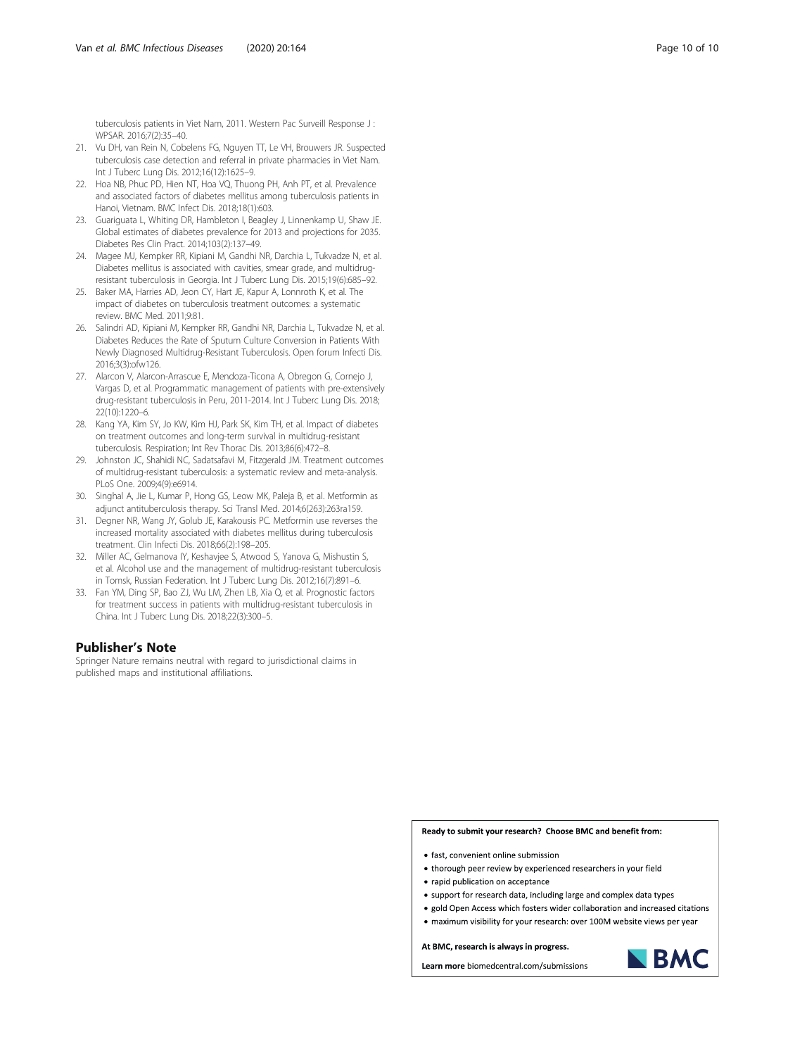tuberculosis patients in Viet Nam, 2011. Western Pac Surveill Response J : WPSAR. 2016;7(2):35–40.

21. Vu DH, van Rein N, Cobelens FG, Nguyen TT, Le VH, Brouwers JR. Suspected tuberculosis case detection and referral in private pharmacies in Viet Nam. Int J Tuberc Lung Dis. 2012;16(12):1625–9.
22. Hoa NB, Phuc PD, Hien NT, Hoa VQ, Thuong PH, Anh PT, et al. Prevalence and associated factors of diabetes mellitus among tuberculosis patients in Hanoi, Vietnam. BMC Infect Dis. 2018;18(1):603.
23. Guariguata L, Whiting DR, Hambleton I, Beagley J, Linnenkamp U, Shaw JE. Global estimates of diabetes prevalence for 2013 and projections for 2035. Diabetes Res Clin Pract. 2014;103(2):137–49.
24. Magee MJ, Kempker RR, Kipiani M, Gandhi NR, Darchia L, Tukvadze N, et al. Diabetes mellitus is associated with cavities, smear grade, and multidrug-resistant tuberculosis in Georgia. Int J Tuberc Lung Dis. 2015;19(6):685–92.
25. Baker MA, Harries AD, Jeon CY, Hart JE, Kapur A, Lonnroth K, et al. The impact of diabetes on tuberculosis treatment outcomes: a systematic review. BMC Med. 2011;9:81.
26. Salindri AD, Kipiani M, Kempker RR, Gandhi NR, Darchia L, Tukvadze N, et al. Diabetes Reduces the Rate of Sputum Culture Conversion in Patients With Newly Diagnosed Multidrug-Resistant Tuberculosis. Open forum Infecti Dis. 2016;3(3):ofw126.
27. Alarcon V, Alarcon-Arrascue E, Mendoza-Ticona A, Obregon G, Cornejo J, Vargas D, et al. Programmatic management of patients with pre-extensively drug-resistant tuberculosis in Peru, 2011-2014. Int J Tuberc Lung Dis. 2018; 22(10):1220–6.
28. Kang YA, Kim SY, Jo KW, Kim HJ, Park SK, Kim TH, et al. Impact of diabetes on treatment outcomes and long-term survival in multidrug-resistant tuberculosis. Respiration; Int Rev Thorac Dis. 2013;86(6):472–8.
29. Johnston JC, Shahidi NC, Sadatsafavi M, Fitzgerald JM. Treatment outcomes of multidrug-resistant tuberculosis: a systematic review and meta-analysis. PLoS One. 2009;4(9):e6914.
30. Singhal A, Jie L, Kumar P, Hong GS, Leow MK, Paleja B, et al. Metformin as adjunct antituberculosis therapy. Sci Transl Med. 2014;6(263):263ra159.
31. Degner NR, Wang JY, Golub JE, Karakousis PC. Metformin use reverses the increased mortality associated with diabetes mellitus during tuberculosis treatment. Clin Infecti Dis. 2018;66(2):198–205.
32. Miller AC, Gelmanova IY, Keshavjee S, Atwood S, Yanova G, Mishustin S, et al. Alcohol use and the management of multidrug-resistant tuberculosis in Tomsk, Russian Federation. Int J Tuberc Lung Dis. 2012;16(7):891–6.
33. Fan YM, Ding SP, Bao ZJ, Wu LM, Zhen LB, Xia Q, et al. Prognostic factors for treatment success in patients with multidrug-resistant tuberculosis in China. Int J Tuberc Lung Dis. 2018;22(3):300–5.

## Publisher's Note

Springer Nature remains neutral with regard to jurisdictional claims in published maps and institutional affiliations.

**Ready to submit your research? Choose BMC and benefit from:**

- fast, convenient online submission
- thorough peer review by experienced researchers in your field
- rapid publication on acceptance
- support for research data, including large and complex data types
- gold Open Access which fosters wider collaboration and increased citations
- maximum visibility for your research: over 100M website views per year

**At BMC, research is always in progress.**

**Learn more** biomedcentral.com/submissions

BMC